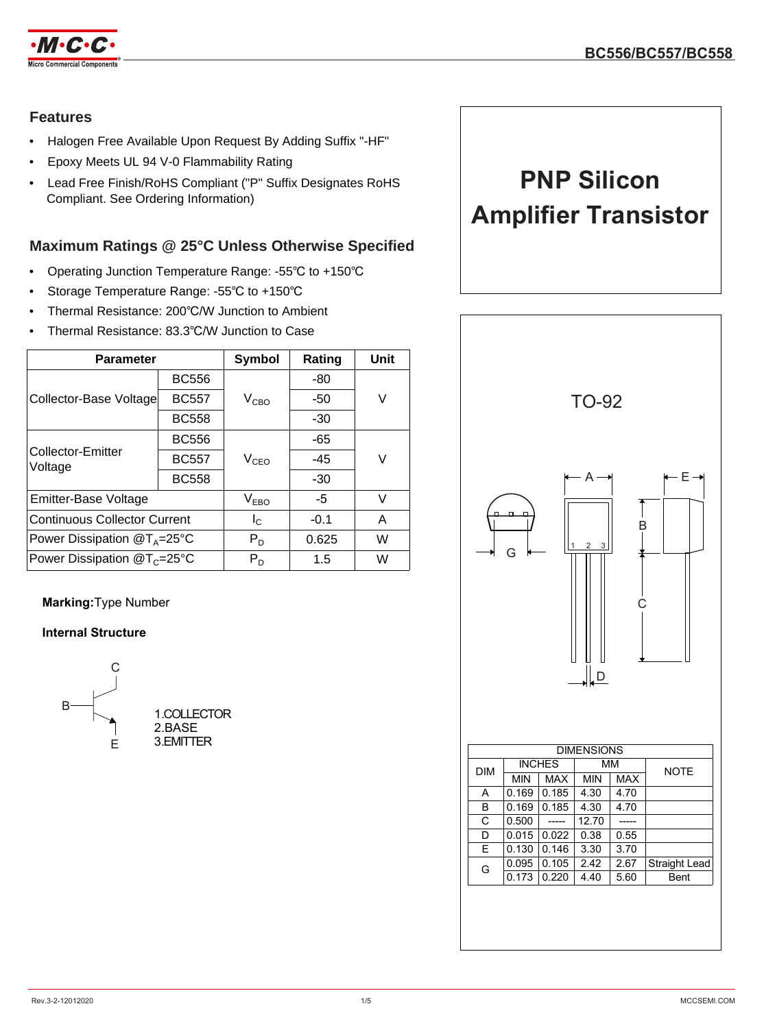# BC556/BC557/BC558

## Features

- Halogen Free Available Upon Request By Adding Suffix "-HF"
- Epoxy Meets UL 94 V-0 Flammability Rating
- Lead Free Finish/RoHS Compliant ("P" Suffix Designates RoHS Compliant. See Ordering Information)

# PNP Silicon Amplifier Transistor

## Maximum Ratings @ 25°C Unless Otherwise Specified

- Operating Junction Temperature Range: -55℃ to +150℃
- Storage Temperature Range: -55℃ to +150℃
- Thermal Resistance: 200℃/W Junction to Ambient
- Thermal Resistance: 83.3℃/W Junction to Case

| Parameter | | Symbol | Rating | Unit |
|---|---|---|---|---|
| Collector-Base Voltage | BC556 | $V_{CBO}$ | -80 | V |
| | BC557 | | -50 | |
| | BC558 | | -30 | |
| Collector-Emitter Voltage | BC556 | $V_{CEO}$ | -65 | V |
| | BC557 | | -45 | |
| | BC558 | | -30 | |
| Emitter-Base Voltage | | $V_{EBO}$ | -5 | V |
| Continuous Collector Current | | $I_C$ | -0.1 | A |
| Power Dissipation @$T_A$=25°C | | $P_D$ | 0.625 | W |
| Power Dissipation @$T_C$=25°C | | $P_D$ | 1.5 | W |

**Marking:** Type Number

**Internal Structure**

1.COLLECTOR
2.BASE
3.EMITTER

TO-92

| DIM | INCHES | | MM | | NOTE |
|---|---|---|---|---|---|
| | MIN | MAX | MIN | MAX | |
| A | 0.169 | 0.185 | 4.30 | 4.70 | |
| B | 0.169 | 0.185 | 4.30 | 4.70 | |
| C | 0.500 | ----- | 12.70 | ----- | |
| D | 0.015 | 0.022 | 0.38 | 0.55 | |
| E | 0.130 | 0.146 | 3.30 | 3.70 | |
| G | 0.095 | 0.105 | 2.42 | 2.67 | Straight Lead |
| | 0.173 | 0.220 | 4.40 | 5.60 | Bent |

Rev.3-2-12012020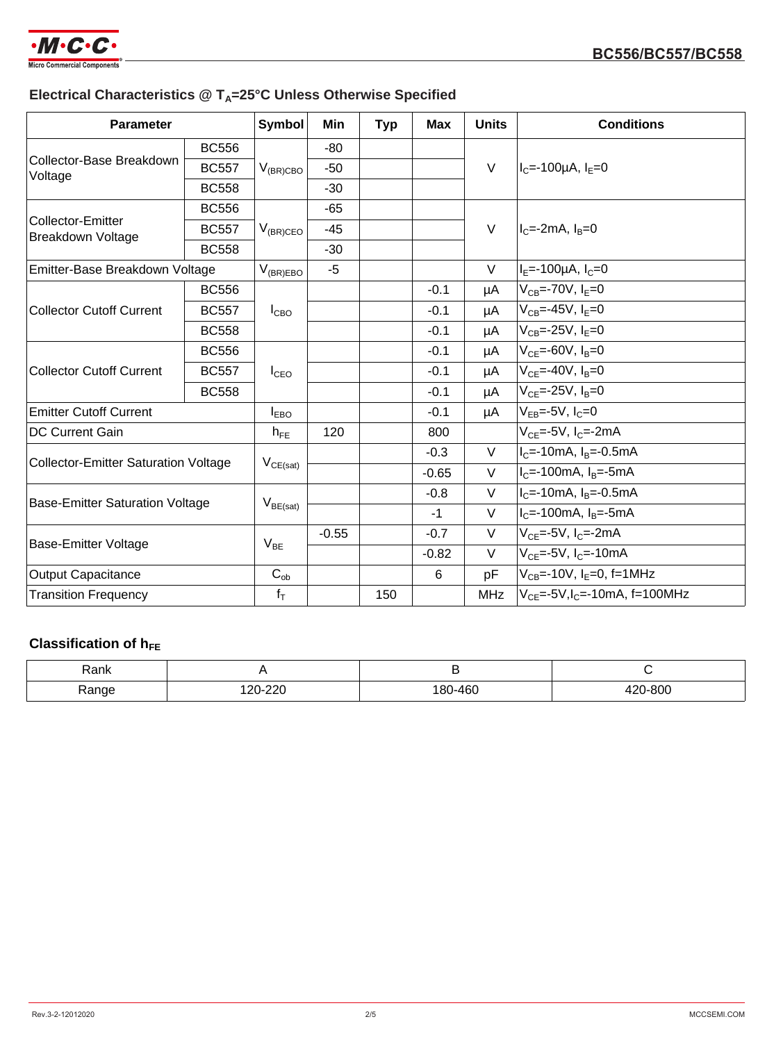## Electrical Characteristics @ $T_A$=25°C Unless Otherwise Specified

| Parameter | | Symbol | Min | Typ | Max | Units | Conditions |
|---|---|---|---|---|---|---|---|
| Collector-Base Breakdown Voltage | BC556 | $V_{(BR)CBO}$ | -80 | | | V | $I_C$=-100μA, $I_E$=0 |
| | BC557 | | -50 | | | | |
| | BC558 | | -30 | | | | |
| Collector-Emitter Breakdown Voltage | BC556 | $V_{(BR)CEO}$ | -65 | | | V | $I_C$=-2mA, $I_B$=0 |
| | BC557 | | -45 | | | | |
| | BC558 | | -30 | | | | |
| Emitter-Base Breakdown Voltage | | $V_{(BR)EBO}$ | -5 | | | V | $I_E$=-100μA, $I_C$=0 |
| Collector Cutoff Current | BC556 | $I_{CBO}$ | | | -0.1 | μA | $V_{CB}$=-70V, $I_E$=0 |
| | BC557 | | | | -0.1 | μA | $V_{CB}$=-45V, $I_E$=0 |
| | BC558 | | | | -0.1 | μA | $V_{CB}$=-25V, $I_E$=0 |
| Collector Cutoff Current | BC556 | $I_{CEO}$ | | | -0.1 | μA | $V_{CE}$=-60V, $I_B$=0 |
| | BC557 | | | | -0.1 | μA | $V_{CE}$=-40V, $I_B$=0 |
| | BC558 | | | | -0.1 | μA | $V_{CE}$=-25V, $I_B$=0 |
| Emitter Cutoff Current | | $I_{EBO}$ | | | -0.1 | μA | $V_{EB}$=-5V, $I_C$=0 |
| DC Current Gain | | $h_{FE}$ | 120 | | 800 | | $V_{CE}$=-5V, $I_C$=-2mA |
| Collector-Emitter Saturation Voltage | | $V_{CE(sat)}$ | | | -0.3 | V | $I_C$=-10mA, $I_B$=-0.5mA |
| | | | | | -0.65 | V | $I_C$=-100mA, $I_B$=-5mA |
| Base-Emitter Saturation Voltage | | $V_{BE(sat)}$ | | | -0.8 | V | $I_C$=-10mA, $I_B$=-0.5mA |
| | | | | | -1 | V | $I_C$=-100mA, $I_B$=-5mA |
| Base-Emitter Voltage | | $V_{BE}$ | -0.55 | | -0.7 | V | $V_{CE}$=-5V, $I_C$=-2mA |
| | | | | | -0.82 | V | $V_{CE}$=-5V, $I_C$=-10mA |
| Output Capacitance | | $C_{ob}$ | | | 6 | pF | $V_{CB}$=-10V, $I_E$=0, f=1MHz |
| Transition Frequency | | $f_T$ | | 150 | | MHz | $V_{CE}$=-5V, $I_C$=-10mA, f=100MHz |

## Classification of $h_{FE}$

| Rank | A | B | C |
|---|---|---|---|
| Range | 120-220 | 180-460 | 420-800 |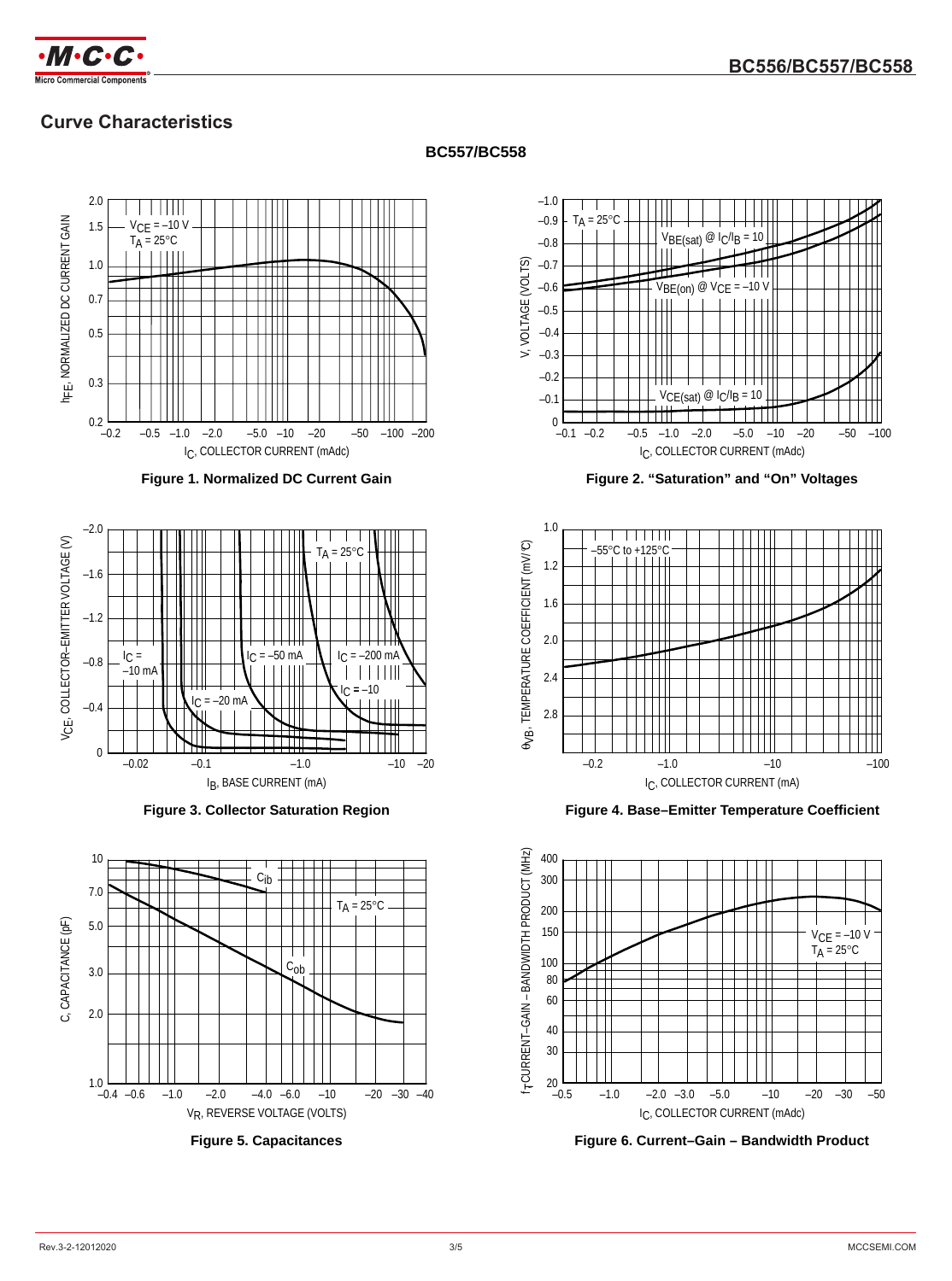## Curve Characteristics

**BC557/BC558**

**Figure 1. Normalized DC Current Gain**

**Figure 2. "Saturation" and "On" Voltages**

**Figure 3. Collector Saturation Region**

**Figure 4. Base–Emitter Temperature Coefficient**

**Figure 5. Capacitances**

**Figure 6. Current–Gain – Bandwidth Product**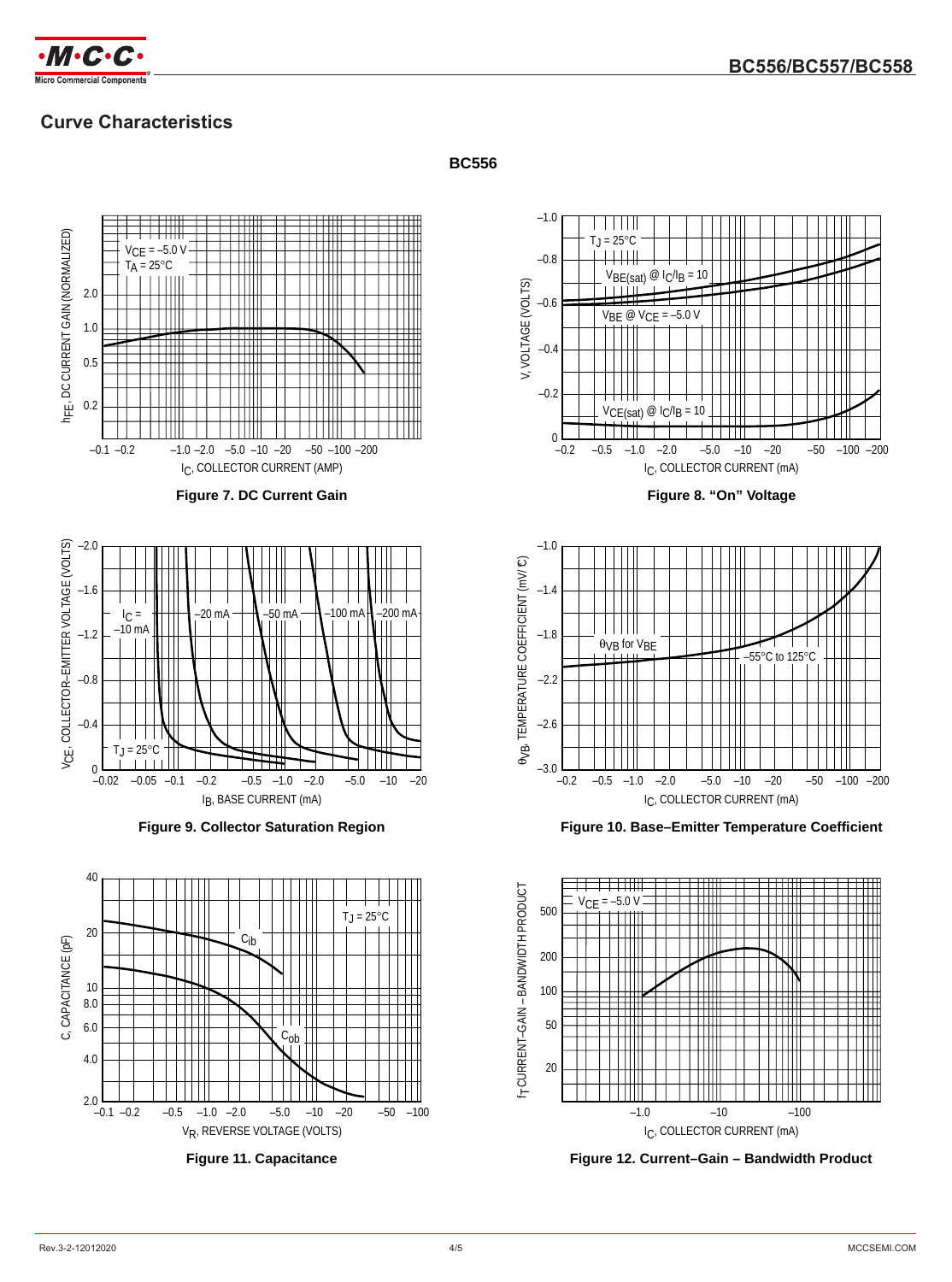## Curve Characteristics

**BC556**

**Figure 7. DC Current Gain**

**Figure 8. "On" Voltage**

**Figure 9. Collector Saturation Region**

**Figure 10. Base–Emitter Temperature Coefficient**

**Figure 11. Capacitance**

**Figure 12. Current–Gain – Bandwidth Product**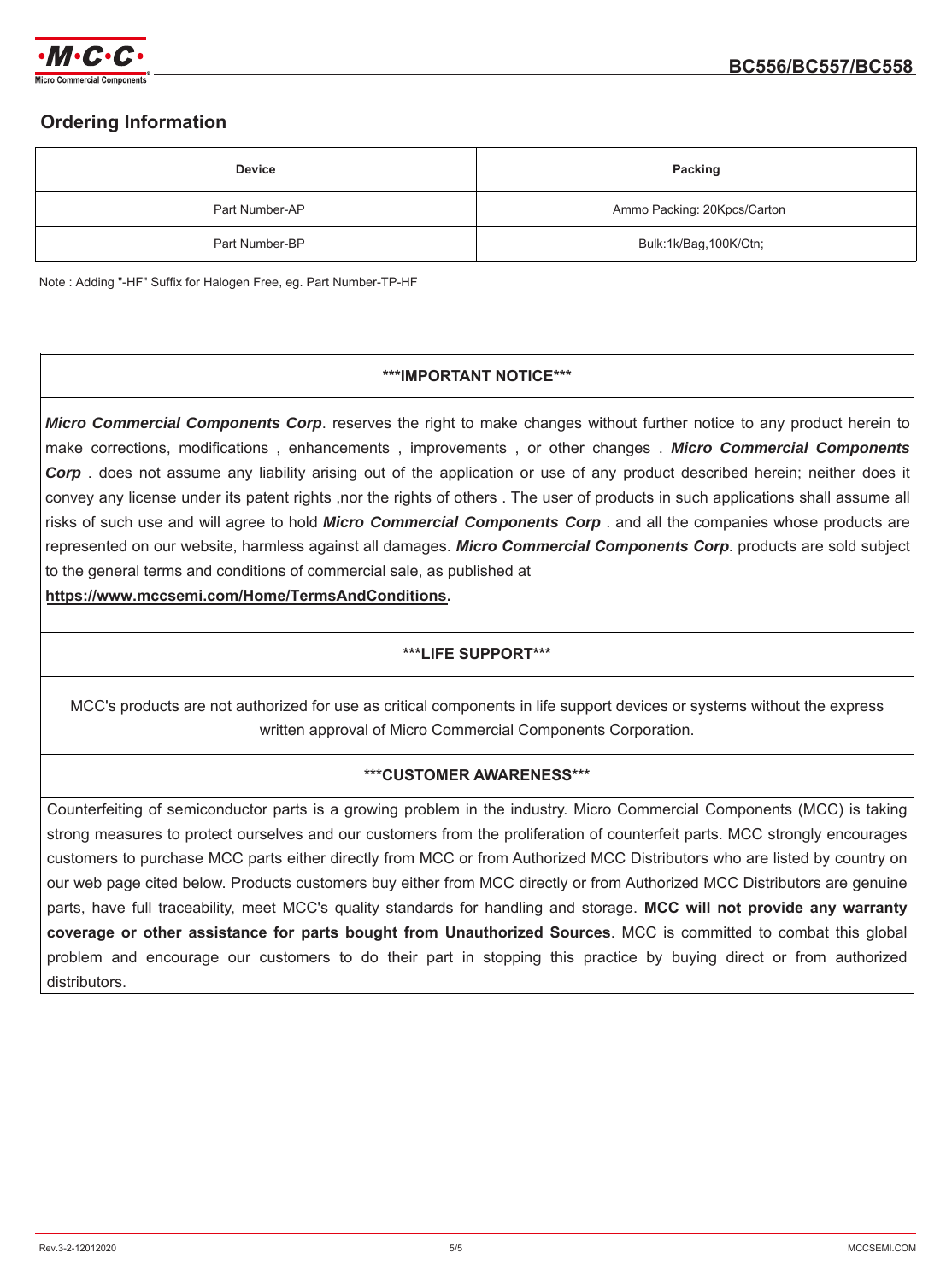## Ordering Information

| Device | Packing |
|---|---|
| Part Number-AP | Ammo Packing: 20Kpcs/Carton |
| Part Number-BP | Bulk:1k/Bag,100K/Ctn; |

Note : Adding "-HF" Suffix for Halogen Free, eg. Part Number-TP-HF

**\*\*\*IMPORTANT NOTICE\*\*\***

***Micro Commercial Components Corp***. reserves the right to make changes without further notice to any product herein to make corrections, modifications , enhancements , improvements , or other changes . ***Micro Commercial Components Corp*** . does not assume any liability arising out of the application or use of any product described herein; neither does it convey any license under its patent rights ,nor the rights of others . The user of products in such applications shall assume all risks of such use and will agree to hold ***Micro Commercial Components Corp*** . and all the companies whose products are represented on our website, harmless against all damages. ***Micro Commercial Components Corp***. products are sold subject to the general terms and conditions of commercial sale, as published at
**https://www.mccsemi.com/Home/TermsAndConditions.**

**\*\*\*LIFE SUPPORT\*\*\***

MCC's products are not authorized for use as critical components in life support devices or systems without the express written approval of Micro Commercial Components Corporation.

**\*\*\*CUSTOMER AWARENESS\*\*\***

Counterfeiting of semiconductor parts is a growing problem in the industry. Micro Commercial Components (MCC) is taking strong measures to protect ourselves and our customers from the proliferation of counterfeit parts. MCC strongly encourages customers to purchase MCC parts either directly from MCC or from Authorized MCC Distributors who are listed by country on our web page cited below. Products customers buy either from MCC directly or from Authorized MCC Distributors are genuine parts, have full traceability, meet MCC's quality standards for handling and storage. **MCC will not provide any warranty coverage or other assistance for parts bought from Unauthorized Sources**. MCC is committed to combat this global problem and encourage our customers to do their part in stopping this practice by buying direct or from authorized distributors.